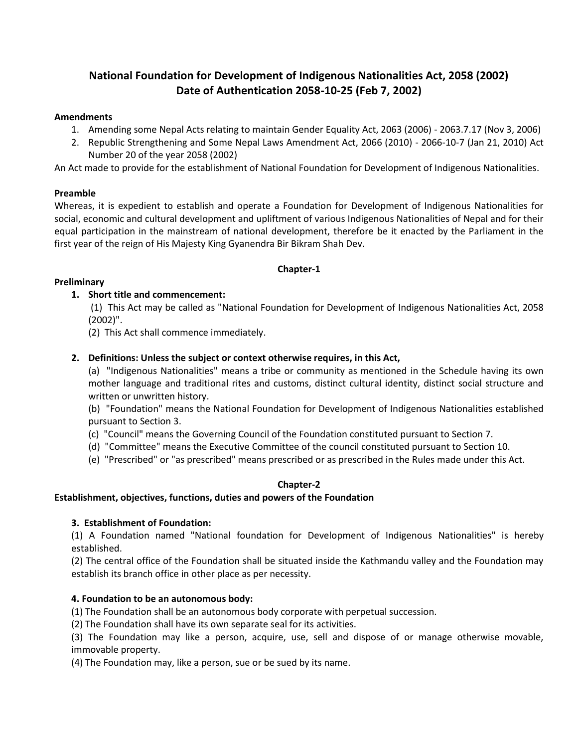# National Foundation for Development of Indigenous Nationalities Act, 2058 (2002)
# Date of Authentication 2058-10-25 (Feb 7, 2002)

**Amendments**

1. Amending some Nepal Acts relating to maintain Gender Equality Act, 2063 (2006) - 2063.7.17 (Nov 3, 2006)
2. Republic Strengthening and Some Nepal Laws Amendment Act, 2066 (2010) - 2066-10-7 (Jan 21, 2010) Act Number 20 of the year 2058 (2002)

An Act made to provide for the establishment of National Foundation for Development of Indigenous Nationalities.

**Preamble**

Whereas, it is expedient to establish and operate a Foundation for Development of Indigenous Nationalities for social, economic and cultural development and upliftment of various Indigenous Nationalities of Nepal and for their equal participation in the mainstream of national development, therefore be it enacted by the Parliament in the first year of the reign of His Majesty King Gyanendra Bir Bikram Shah Dev.

## Chapter-1

### Preliminary

**1. Short title and commencement:**

(1) This Act may be called as "National Foundation for Development of Indigenous Nationalities Act, 2058 (2002)".

(2) This Act shall commence immediately.

**2. Definitions: Unless the subject or context otherwise requires, in this Act,**

(a) "Indigenous Nationalities" means a tribe or community as mentioned in the Schedule having its own mother language and traditional rites and customs, distinct cultural identity, distinct social structure and written or unwritten history.

(b) "Foundation" means the National Foundation for Development of Indigenous Nationalities established pursuant to Section 3.

(c) "Council" means the Governing Council of the Foundation constituted pursuant to Section 7.

(d) "Committee" means the Executive Committee of the council constituted pursuant to Section 10.

(e) "Prescribed" or "as prescribed" means prescribed or as prescribed in the Rules made under this Act.

## Chapter-2

### Establishment, objectives, functions, duties and powers of the Foundation

**3. Establishment of Foundation:**

(1) A Foundation named "National foundation for Development of Indigenous Nationalities" is hereby established.

(2) The central office of the Foundation shall be situated inside the Kathmandu valley and the Foundation may establish its branch office in other place as per necessity.

**4. Foundation to be an autonomous body:**

(1) The Foundation shall be an autonomous body corporate with perpetual succession.

(2) The Foundation shall have its own separate seal for its activities.

(3) The Foundation may like a person, acquire, use, sell and dispose of or manage otherwise movable, immovable property.

(4) The Foundation may, like a person, sue or be sued by its name.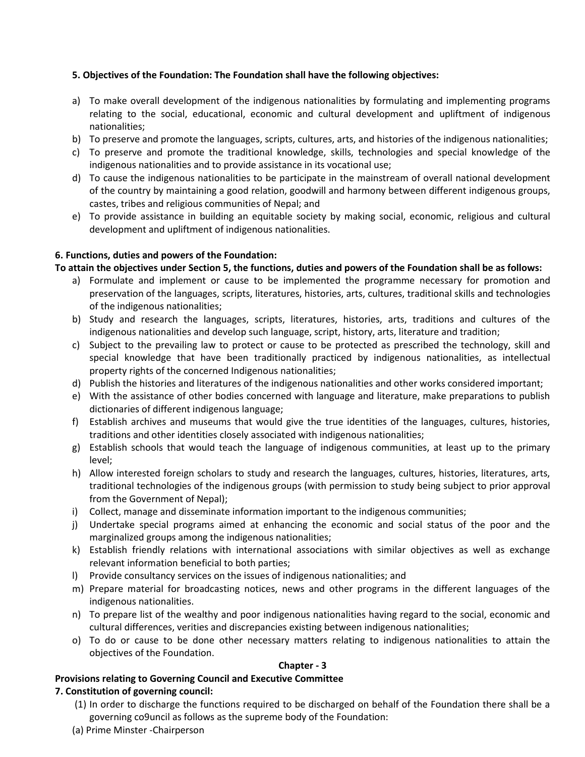**5. Objectives of the Foundation: The Foundation shall have the following objectives:**

a) To make overall development of the indigenous nationalities by formulating and implementing programs relating to the social, educational, economic and cultural development and upliftment of indigenous nationalities;
b) To preserve and promote the languages, scripts, cultures, arts, and histories of the indigenous nationalities;
c) To preserve and promote the traditional knowledge, skills, technologies and special knowledge of the indigenous nationalities and to provide assistance in its vocational use;
d) To cause the indigenous nationalities to be participate in the mainstream of overall national development of the country by maintaining a good relation, goodwill and harmony between different indigenous groups, castes, tribes and religious communities of Nepal; and
e) To provide assistance in building an equitable society by making social, economic, religious and cultural development and upliftment of indigenous nationalities.

**6. Functions, duties and powers of the Foundation:**

**To attain the objectives under Section 5, the functions, duties and powers of the Foundation shall be as follows:**

a) Formulate and implement or cause to be implemented the programme necessary for promotion and preservation of the languages, scripts, literatures, histories, arts, cultures, traditional skills and technologies of the indigenous nationalities;
b) Study and research the languages, scripts, literatures, histories, arts, traditions and cultures of the indigenous nationalities and develop such language, script, history, arts, literature and tradition;
c) Subject to the prevailing law to protect or cause to be protected as prescribed the technology, skill and special knowledge that have been traditionally practiced by indigenous nationalities, as intellectual property rights of the concerned Indigenous nationalities;
d) Publish the histories and literatures of the indigenous nationalities and other works considered important;
e) With the assistance of other bodies concerned with language and literature, make preparations to publish dictionaries of different indigenous language;
f) Establish archives and museums that would give the true identities of the languages, cultures, histories, traditions and other identities closely associated with indigenous nationalities;
g) Establish schools that would teach the language of indigenous communities, at least up to the primary level;
h) Allow interested foreign scholars to study and research the languages, cultures, histories, literatures, arts, traditional technologies of the indigenous groups (with permission to study being subject to prior approval from the Government of Nepal);
i) Collect, manage and disseminate information important to the indigenous communities;
j) Undertake special programs aimed at enhancing the economic and social status of the poor and the marginalized groups among the indigenous nationalities;
k) Establish friendly relations with international associations with similar objectives as well as exchange relevant information beneficial to both parties;
l) Provide consultancy services on the issues of indigenous nationalities; and
m) Prepare material for broadcasting notices, news and other programs in the different languages of the indigenous nationalities.
n) To prepare list of the wealthy and poor indigenous nationalities having regard to the social, economic and cultural differences, verities and discrepancies existing between indigenous nationalities;
o) To do or cause to be done other necessary matters relating to indigenous nationalities to attain the objectives of the Foundation.

## Chapter - 3

### Provisions relating to Governing Council and Executive Committee

**7. Constitution of governing council:**

(1) In order to discharge the functions required to be discharged on behalf of the Foundation there shall be a governing co9uncil as follows as the supreme body of the Foundation:

(a) Prime Minster -Chairperson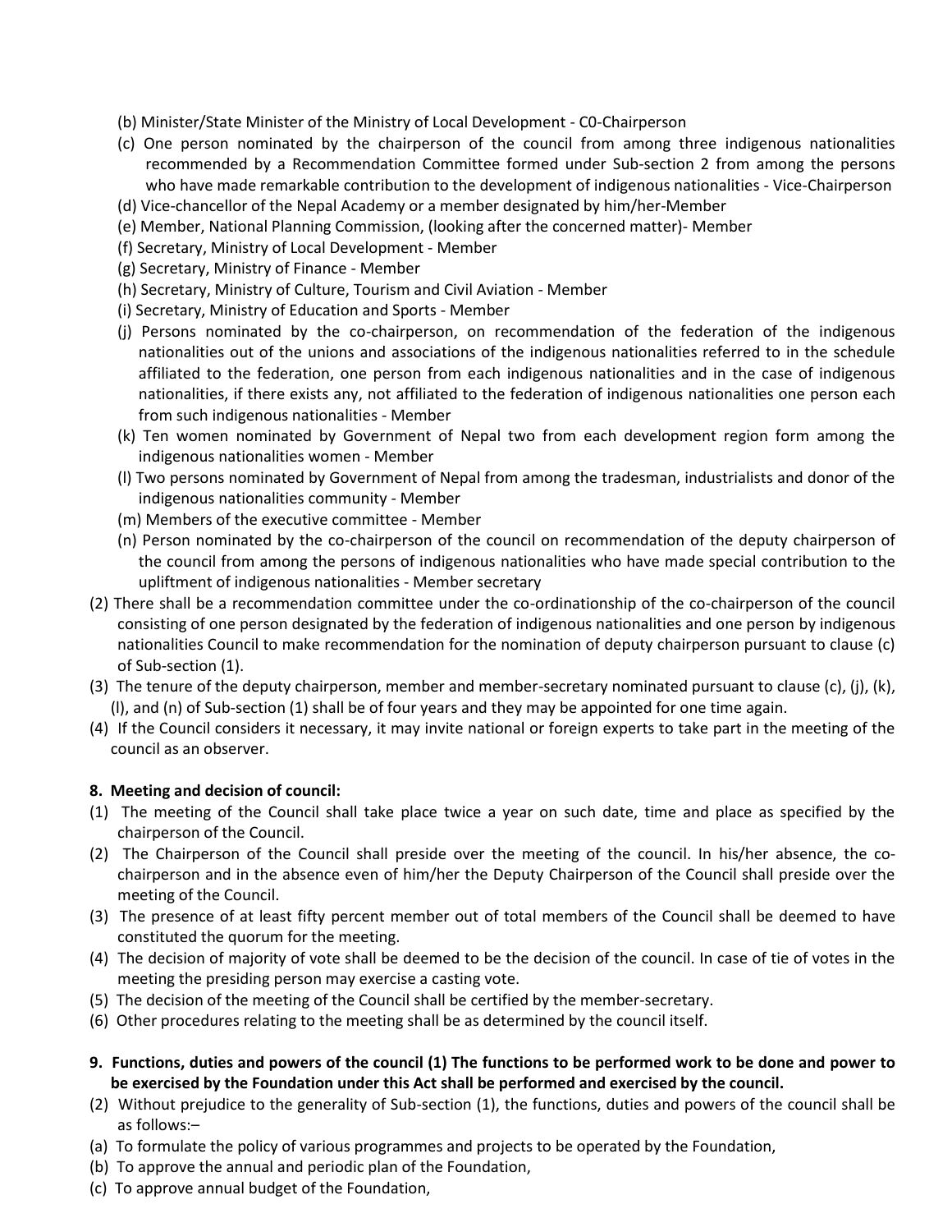(b) Minister/State Minister of the Ministry of Local Development - C0-Chairperson

(c) One person nominated by the chairperson of the council from among three indigenous nationalities recommended by a Recommendation Committee formed under Sub-section 2 from among the persons who have made remarkable contribution to the development of indigenous nationalities - Vice-Chairperson

(d) Vice-chancellor of the Nepal Academy or a member designated by him/her-Member

(e) Member, National Planning Commission, (looking after the concerned matter)- Member

(f) Secretary, Ministry of Local Development - Member

(g) Secretary, Ministry of Finance - Member

(h) Secretary, Ministry of Culture, Tourism and Civil Aviation - Member

(i) Secretary, Ministry of Education and Sports - Member

(j) Persons nominated by the co-chairperson, on recommendation of the federation of the indigenous nationalities out of the unions and associations of the indigenous nationalities referred to in the schedule affiliated to the federation, one person from each indigenous nationalities and in the case of indigenous nationalities, if there exists any, not affiliated to the federation of indigenous nationalities one person each from such indigenous nationalities - Member

(k) Ten women nominated by Government of Nepal two from each development region form among the indigenous nationalities women - Member

(l) Two persons nominated by Government of Nepal from among the tradesman, industrialists and donor of the indigenous nationalities community - Member

(m) Members of the executive committee - Member

(n) Person nominated by the co-chairperson of the council on recommendation of the deputy chairperson of the council from among the persons of indigenous nationalities who have made special contribution to the upliftment of indigenous nationalities - Member secretary

(2) There shall be a recommendation committee under the co-ordinationship of the co-chairperson of the council consisting of one person designated by the federation of indigenous nationalities and one person by indigenous nationalities Council to make recommendation for the nomination of deputy chairperson pursuant to clause (c) of Sub-section (1).

(3) The tenure of the deputy chairperson, member and member-secretary nominated pursuant to clause (c), (j), (k), (l), and (n) of Sub-section (1) shall be of four years and they may be appointed for one time again.

(4) If the Council considers it necessary, it may invite national or foreign experts to take part in the meeting of the council as an observer.

**8. Meeting and decision of council:**

(1) The meeting of the Council shall take place twice a year on such date, time and place as specified by the chairperson of the Council.

(2) The Chairperson of the Council shall preside over the meeting of the council. In his/her absence, the co-chairperson and in the absence even of him/her the Deputy Chairperson of the Council shall preside over the meeting of the Council.

(3) The presence of at least fifty percent member out of total members of the Council shall be deemed to have constituted the quorum for the meeting.

(4) The decision of majority of vote shall be deemed to be the decision of the council. In case of tie of votes in the meeting the presiding person may exercise a casting vote.

(5) The decision of the meeting of the Council shall be certified by the member-secretary.

(6) Other procedures relating to the meeting shall be as determined by the council itself.

**9. Functions, duties and powers of the council (1) The functions to be performed work to be done and power to be exercised by the Foundation under this Act shall be performed and exercised by the council.**

(2) Without prejudice to the generality of Sub-section (1), the functions, duties and powers of the council shall be as follows:–

(a) To formulate the policy of various programmes and projects to be operated by the Foundation,

(b) To approve the annual and periodic plan of the Foundation,

(c) To approve annual budget of the Foundation,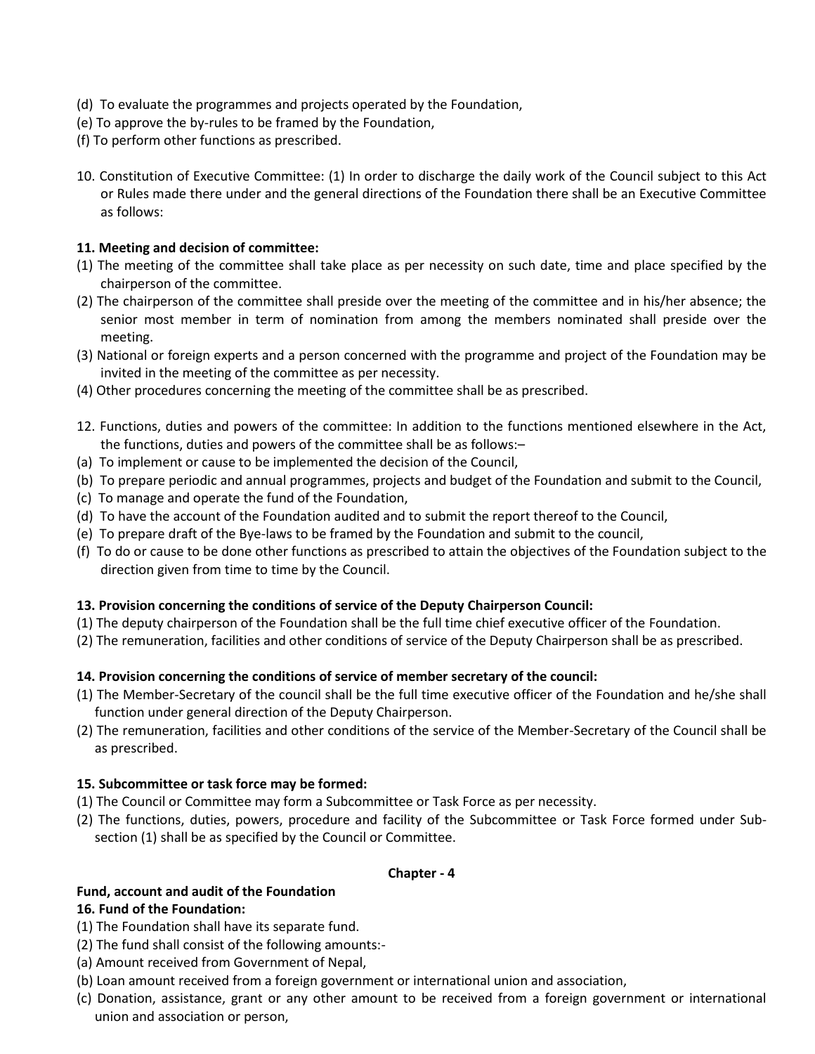(d) To evaluate the programmes and projects operated by the Foundation,
(e) To approve the by-rules to be framed by the Foundation,
(f) To perform other functions as prescribed.

10. Constitution of Executive Committee: (1) In order to discharge the daily work of the Council subject to this Act or Rules made there under and the general directions of the Foundation there shall be an Executive Committee as follows:

**11. Meeting and decision of committee:**

(1) The meeting of the committee shall take place as per necessity on such date, time and place specified by the chairperson of the committee.
(2) The chairperson of the committee shall preside over the meeting of the committee and in his/her absence; the senior most member in term of nomination from among the members nominated shall preside over the meeting.
(3) National or foreign experts and a person concerned with the programme and project of the Foundation may be invited in the meeting of the committee as per necessity.
(4) Other procedures concerning the meeting of the committee shall be as prescribed.

12. Functions, duties and powers of the committee: In addition to the functions mentioned elsewhere in the Act, the functions, duties and powers of the committee shall be as follows:–
(a) To implement or cause to be implemented the decision of the Council,
(b) To prepare periodic and annual programmes, projects and budget of the Foundation and submit to the Council,
(c) To manage and operate the fund of the Foundation,
(d) To have the account of the Foundation audited and to submit the report thereof to the Council,
(e) To prepare draft of the Bye-laws to be framed by the Foundation and submit to the council,
(f) To do or cause to be done other functions as prescribed to attain the objectives of the Foundation subject to the direction given from time to time by the Council.

**13. Provision concerning the conditions of service of the Deputy Chairperson Council:**

(1) The deputy chairperson of the Foundation shall be the full time chief executive officer of the Foundation.
(2) The remuneration, facilities and other conditions of service of the Deputy Chairperson shall be as prescribed.

**14. Provision concerning the conditions of service of member secretary of the council:**

(1) The Member-Secretary of the council shall be the full time executive officer of the Foundation and he/she shall function under general direction of the Deputy Chairperson.
(2) The remuneration, facilities and other conditions of the service of the Member-Secretary of the Council shall be as prescribed.

**15. Subcommittee or task force may be formed:**

(1) The Council or Committee may form a Subcommittee or Task Force as per necessity.
(2) The functions, duties, powers, procedure and facility of the Subcommittee or Task Force formed under Sub-section (1) shall be as specified by the Council or Committee.

**Chapter - 4**

**Fund, account and audit of the Foundation**

**16. Fund of the Foundation:**

(1) The Foundation shall have its separate fund.
(2) The fund shall consist of the following amounts:-
(a) Amount received from Government of Nepal,
(b) Loan amount received from a foreign government or international union and association,
(c) Donation, assistance, grant or any other amount to be received from a foreign government or international union and association or person,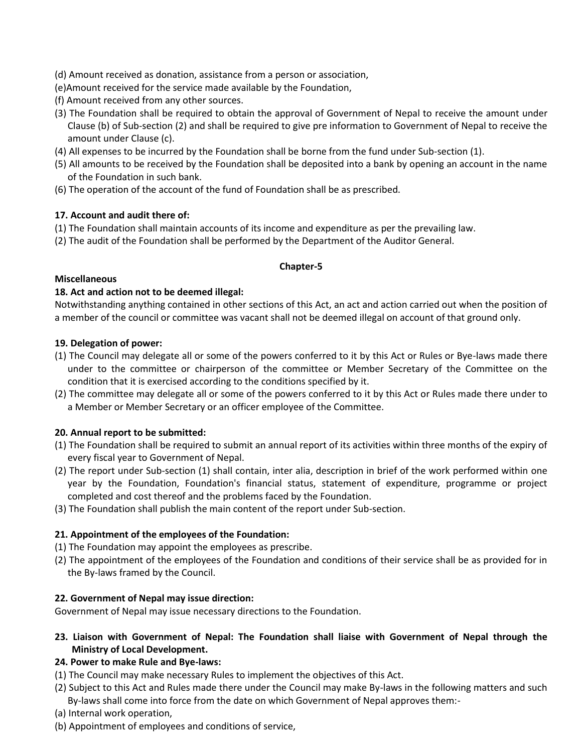(d) Amount received as donation, assistance from a person or association,

(e)Amount received for the service made available by the Foundation,

(f) Amount received from any other sources.

(3) The Foundation shall be required to obtain the approval of Government of Nepal to receive the amount under Clause (b) of Sub-section (2) and shall be required to give pre information to Government of Nepal to receive the amount under Clause (c).

(4) All expenses to be incurred by the Foundation shall be borne from the fund under Sub-section (1).

(5) All amounts to be received by the Foundation shall be deposited into a bank by opening an account in the name of the Foundation in such bank.

(6) The operation of the account of the fund of Foundation shall be as prescribed.

**17. Account and audit there of:**

(1) The Foundation shall maintain accounts of its income and expenditure as per the prevailing law.

(2) The audit of the Foundation shall be performed by the Department of the Auditor General.

**Chapter-5**

**Miscellaneous**

**18. Act and action not to be deemed illegal:**

Notwithstanding anything contained in other sections of this Act, an act and action carried out when the position of a member of the council or committee was vacant shall not be deemed illegal on account of that ground only.

**19. Delegation of power:**

(1) The Council may delegate all or some of the powers conferred to it by this Act or Rules or Bye-laws made there under to the committee or chairperson of the committee or Member Secretary of the Committee on the condition that it is exercised according to the conditions specified by it.

(2) The committee may delegate all or some of the powers conferred to it by this Act or Rules made there under to a Member or Member Secretary or an officer employee of the Committee.

**20. Annual report to be submitted:**

(1) The Foundation shall be required to submit an annual report of its activities within three months of the expiry of every fiscal year to Government of Nepal.

(2) The report under Sub-section (1) shall contain, inter alia, description in brief of the work performed within one year by the Foundation, Foundation's financial status, statement of expenditure, programme or project completed and cost thereof and the problems faced by the Foundation.

(3) The Foundation shall publish the main content of the report under Sub-section.

**21. Appointment of the employees of the Foundation:**

(1) The Foundation may appoint the employees as prescribe.

(2) The appointment of the employees of the Foundation and conditions of their service shall be as provided for in the By-laws framed by the Council.

**22. Government of Nepal may issue direction:**

Government of Nepal may issue necessary directions to the Foundation.

**23. Liaison with Government of Nepal: The Foundation shall liaise with Government of Nepal through the Ministry of Local Development.**

**24. Power to make Rule and Bye-laws:**

(1) The Council may make necessary Rules to implement the objectives of this Act.

(2) Subject to this Act and Rules made there under the Council may make By-laws in the following matters and such By-laws shall come into force from the date on which Government of Nepal approves them:-

(a) Internal work operation,

(b) Appointment of employees and conditions of service,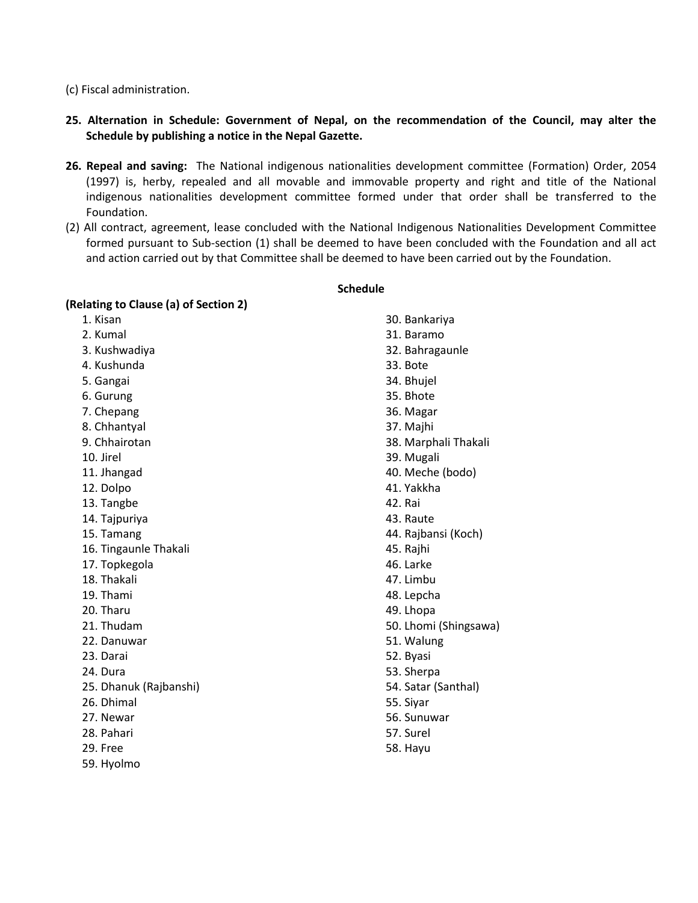(c) Fiscal administration.

**25. Alternation in Schedule: Government of Nepal, on the recommendation of the Council, may alter the Schedule by publishing a notice in the Nepal Gazette.**

**26. Repeal and saving:** The National indigenous nationalities development committee (Formation) Order, 2054 (1997) is, herby, repealed and all movable and immovable property and right and title of the National indigenous nationalities development committee formed under that order shall be transferred to the Foundation.

(2) All contract, agreement, lease concluded with the National Indigenous Nationalities Development Committee formed pursuant to Sub-section (1) shall be deemed to have been concluded with the Foundation and all act and action carried out by that Committee shall be deemed to have been carried out by the Foundation.

**Schedule**

**(Relating to Clause (a) of Section 2)**

1. Kisan
2. Kumal
3. Kushwadiya
4. Kushunda
5. Gangai
6. Gurung
7. Chepang
8. Chhantyal
9. Chhairotan
10. Jirel
11. Jhangad
12. Dolpo
13. Tangbe
14. Tajpuriya
15. Tamang
16. Tingaunle Thakali
17. Topkegola
18. Thakali
19. Thami
20. Tharu
21. Thudam
22. Danuwar
23. Darai
24. Dura
25. Dhanuk (Rajbanshi)
26. Dhimal
27. Newar
28. Pahari
29. Free
30. Bankariya
31. Baramo
32. Bahragaunle
33. Bote
34. Bhujel
35. Bhote
36. Magar
37. Majhi
38. Marphali Thakali
39. Mugali
40. Meche (bodo)
41. Yakkha
42. Rai
43. Raute
44. Rajbansi (Koch)
45. Rajhi
46. Larke
47. Limbu
48. Lepcha
49. Lhopa
50. Lhomi (Shingsawa)
51. Walung
52. Byasi
53. Sherpa
54. Satar (Santhal)
55. Siyar
56. Sunuwar
57. Surel
58. Hayu
59. Hyolmo